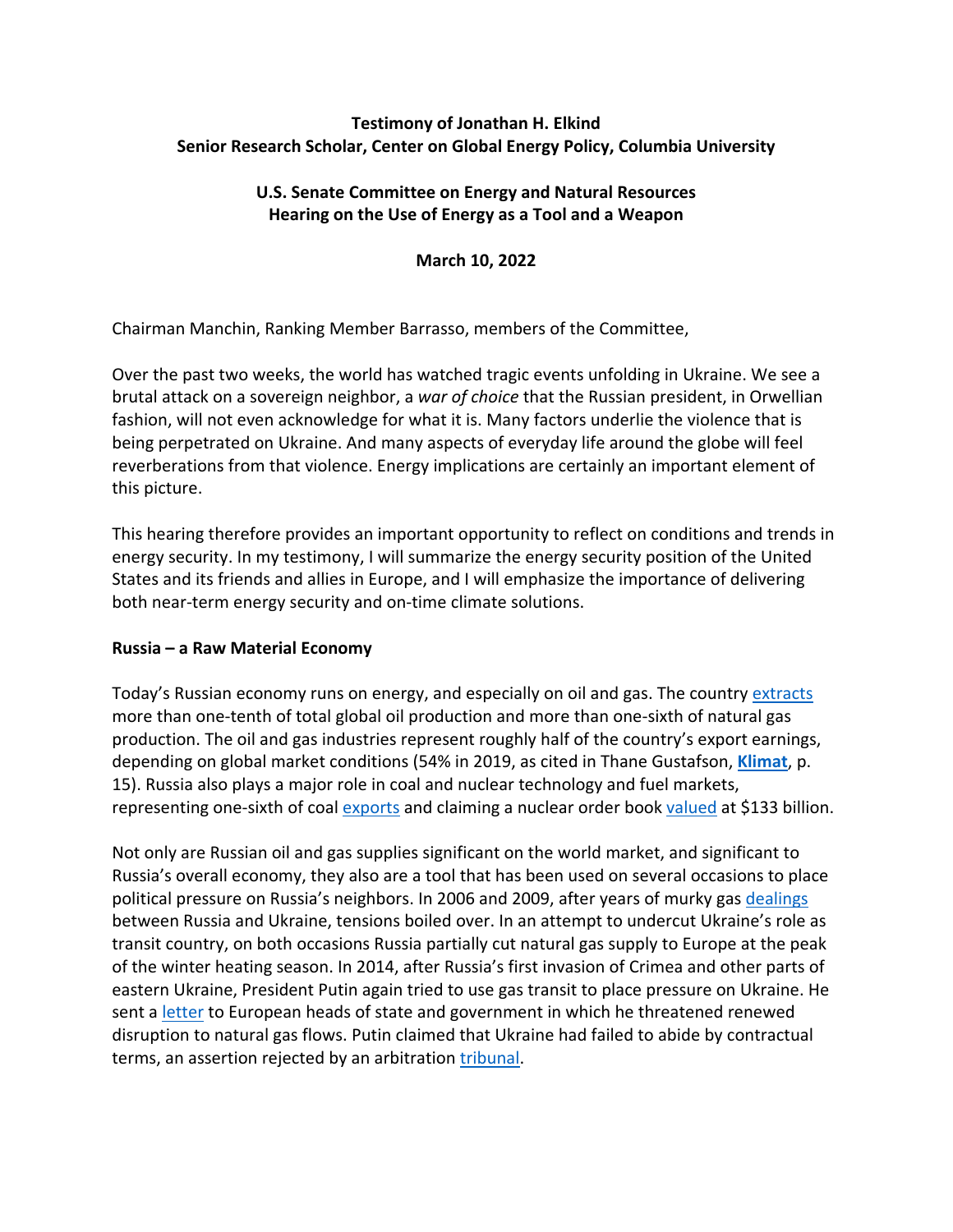**Testimony of Jonathan H. Elkind**
**Senior Research Scholar, Center on Global Energy Policy, Columbia University**

**U.S. Senate Committee on Energy and Natural Resources**
**Hearing on the Use of Energy as a Tool and a Weapon**

**March 10, 2022**

Chairman Manchin, Ranking Member Barrasso, members of the Committee,

Over the past two weeks, the world has watched tragic events unfolding in Ukraine. We see a brutal attack on a sovereign neighbor, a *war of choice* that the Russian president, in Orwellian fashion, will not even acknowledge for what it is. Many factors underlie the violence that is being perpetrated on Ukraine. And many aspects of everyday life around the globe will feel reverberations from that violence. Energy implications are certainly an important element of this picture.

This hearing therefore provides an important opportunity to reflect on conditions and trends in energy security. In my testimony, I will summarize the energy security position of the United States and its friends and allies in Europe, and I will emphasize the importance of delivering both near-term energy security and on-time climate solutions.

**Russia – a Raw Material Economy**

Today's Russian economy runs on energy, and especially on oil and gas. The country extracts more than one-tenth of total global oil production and more than one-sixth of natural gas production. The oil and gas industries represent roughly half of the country's export earnings, depending on global market conditions (54% in 2019, as cited in Thane Gustafson, **Klimat**, p. 15). Russia also plays a major role in coal and nuclear technology and fuel markets, representing one-sixth of coal exports and claiming a nuclear order book valued at $133 billion.

Not only are Russian oil and gas supplies significant on the world market, and significant to Russia's overall economy, they also are a tool that has been used on several occasions to place political pressure on Russia's neighbors. In 2006 and 2009, after years of murky gas dealings between Russia and Ukraine, tensions boiled over. In an attempt to undercut Ukraine's role as transit country, on both occasions Russia partially cut natural gas supply to Europe at the peak of the winter heating season. In 2014, after Russia's first invasion of Crimea and other parts of eastern Ukraine, President Putin again tried to use gas transit to place pressure on Ukraine. He sent a letter to European heads of state and government in which he threatened renewed disruption to natural gas flows. Putin claimed that Ukraine had failed to abide by contractual terms, an assertion rejected by an arbitration tribunal.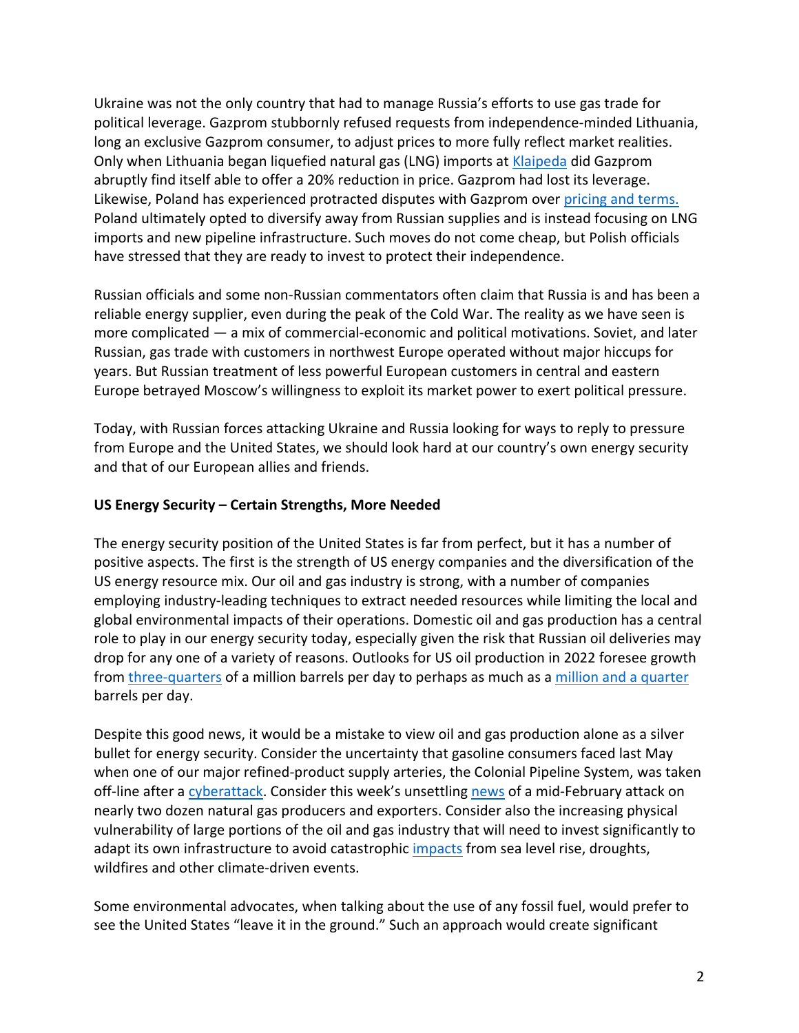Ukraine was not the only country that had to manage Russia's efforts to use gas trade for political leverage. Gazprom stubbornly refused requests from independence-minded Lithuania, long an exclusive Gazprom consumer, to adjust prices to more fully reflect market realities. Only when Lithuania began liquefied natural gas (LNG) imports at Klaipeda did Gazprom abruptly find itself able to offer a 20% reduction in price. Gazprom had lost its leverage. Likewise, Poland has experienced protracted disputes with Gazprom over pricing and terms. Poland ultimately opted to diversify away from Russian supplies and is instead focusing on LNG imports and new pipeline infrastructure. Such moves do not come cheap, but Polish officials have stressed that they are ready to invest to protect their independence.

Russian officials and some non-Russian commentators often claim that Russia is and has been a reliable energy supplier, even during the peak of the Cold War. The reality as we have seen is more complicated — a mix of commercial-economic and political motivations. Soviet, and later Russian, gas trade with customers in northwest Europe operated without major hiccups for years. But Russian treatment of less powerful European customers in central and eastern Europe betrayed Moscow's willingness to exploit its market power to exert political pressure.

Today, with Russian forces attacking Ukraine and Russia looking for ways to reply to pressure from Europe and the United States, we should look hard at our country's own energy security and that of our European allies and friends.

**US Energy Security – Certain Strengths, More Needed**

The energy security position of the United States is far from perfect, but it has a number of positive aspects. The first is the strength of US energy companies and the diversification of the US energy resource mix. Our oil and gas industry is strong, with a number of companies employing industry-leading techniques to extract needed resources while limiting the local and global environmental impacts of their operations. Domestic oil and gas production has a central role to play in our energy security today, especially given the risk that Russian oil deliveries may drop for any one of a variety of reasons. Outlooks for US oil production in 2022 foresee growth from three-quarters of a million barrels per day to perhaps as much as a million and a quarter barrels per day.

Despite this good news, it would be a mistake to view oil and gas production alone as a silver bullet for energy security. Consider the uncertainty that gasoline consumers faced last May when one of our major refined-product supply arteries, the Colonial Pipeline System, was taken off-line after a cyberattack. Consider this week's unsettling news of a mid-February attack on nearly two dozen natural gas producers and exporters. Consider also the increasing physical vulnerability of large portions of the oil and gas industry that will need to invest significantly to adapt its own infrastructure to avoid catastrophic impacts from sea level rise, droughts, wildfires and other climate-driven events.

Some environmental advocates, when talking about the use of any fossil fuel, would prefer to see the United States "leave it in the ground." Such an approach would create significant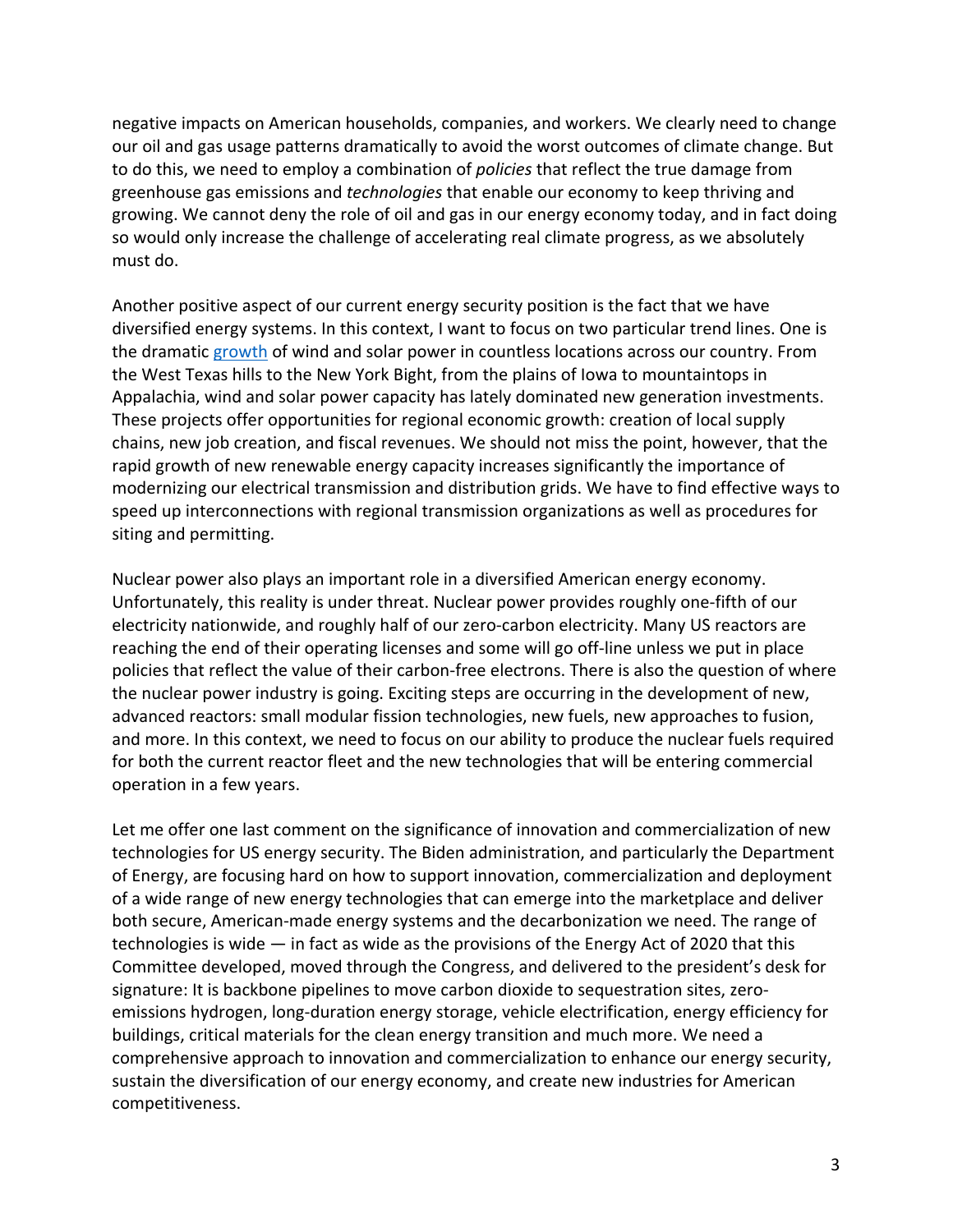negative impacts on American households, companies, and workers. We clearly need to change our oil and gas usage patterns dramatically to avoid the worst outcomes of climate change. But to do this, we need to employ a combination of *policies* that reflect the true damage from greenhouse gas emissions and *technologies* that enable our economy to keep thriving and growing. We cannot deny the role of oil and gas in our energy economy today, and in fact doing so would only increase the challenge of accelerating real climate progress, as we absolutely must do.

Another positive aspect of our current energy security position is the fact that we have diversified energy systems. In this context, I want to focus on two particular trend lines. One is the dramatic growth of wind and solar power in countless locations across our country. From the West Texas hills to the New York Bight, from the plains of Iowa to mountaintops in Appalachia, wind and solar power capacity has lately dominated new generation investments. These projects offer opportunities for regional economic growth: creation of local supply chains, new job creation, and fiscal revenues. We should not miss the point, however, that the rapid growth of new renewable energy capacity increases significantly the importance of modernizing our electrical transmission and distribution grids. We have to find effective ways to speed up interconnections with regional transmission organizations as well as procedures for siting and permitting.

Nuclear power also plays an important role in a diversified American energy economy. Unfortunately, this reality is under threat. Nuclear power provides roughly one-fifth of our electricity nationwide, and roughly half of our zero-carbon electricity. Many US reactors are reaching the end of their operating licenses and some will go off-line unless we put in place policies that reflect the value of their carbon-free electrons. There is also the question of where the nuclear power industry is going. Exciting steps are occurring in the development of new, advanced reactors: small modular fission technologies, new fuels, new approaches to fusion, and more. In this context, we need to focus on our ability to produce the nuclear fuels required for both the current reactor fleet and the new technologies that will be entering commercial operation in a few years.

Let me offer one last comment on the significance of innovation and commercialization of new technologies for US energy security. The Biden administration, and particularly the Department of Energy, are focusing hard on how to support innovation, commercialization and deployment of a wide range of new energy technologies that can emerge into the marketplace and deliver both secure, American-made energy systems and the decarbonization we need. The range of technologies is wide — in fact as wide as the provisions of the Energy Act of 2020 that this Committee developed, moved through the Congress, and delivered to the president's desk for signature: It is backbone pipelines to move carbon dioxide to sequestration sites, zero-emissions hydrogen, long-duration energy storage, vehicle electrification, energy efficiency for buildings, critical materials for the clean energy transition and much more. We need a comprehensive approach to innovation and commercialization to enhance our energy security, sustain the diversification of our energy economy, and create new industries for American competitiveness.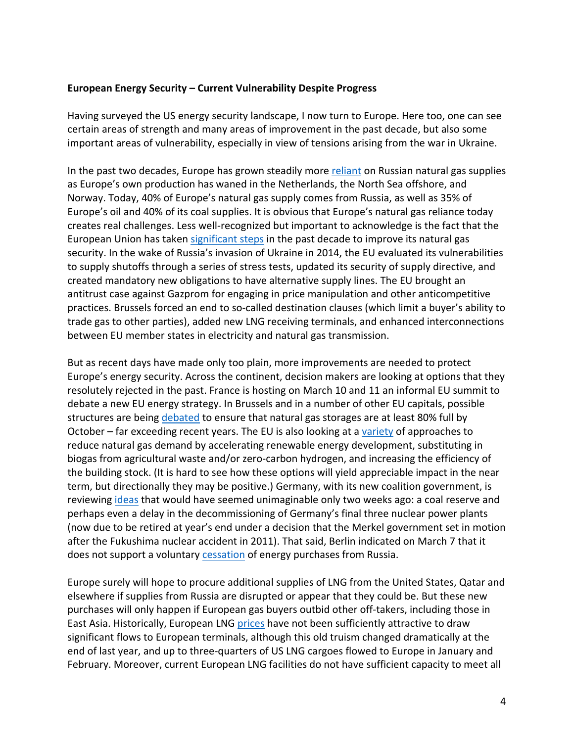**European Energy Security – Current Vulnerability Despite Progress**

Having surveyed the US energy security landscape, I now turn to Europe. Here too, one can see certain areas of strength and many areas of improvement in the past decade, but also some important areas of vulnerability, especially in view of tensions arising from the war in Ukraine.

In the past two decades, Europe has grown steadily more reliant on Russian natural gas supplies as Europe's own production has waned in the Netherlands, the North Sea offshore, and Norway. Today, 40% of Europe's natural gas supply comes from Russia, as well as 35% of Europe's oil and 40% of its coal supplies. It is obvious that Europe's natural gas reliance today creates real challenges. Less well-recognized but important to acknowledge is the fact that the European Union has taken significant steps in the past decade to improve its natural gas security. In the wake of Russia's invasion of Ukraine in 2014, the EU evaluated its vulnerabilities to supply shutoffs through a series of stress tests, updated its security of supply directive, and created mandatory new obligations to have alternative supply lines. The EU brought an antitrust case against Gazprom for engaging in price manipulation and other anticompetitive practices. Brussels forced an end to so-called destination clauses (which limit a buyer's ability to trade gas to other parties), added new LNG receiving terminals, and enhanced interconnections between EU member states in electricity and natural gas transmission.

But as recent days have made only too plain, more improvements are needed to protect Europe's energy security. Across the continent, decision makers are looking at options that they resolutely rejected in the past. France is hosting on March 10 and 11 an informal EU summit to debate a new EU energy strategy. In Brussels and in a number of other EU capitals, possible structures are being debated to ensure that natural gas storages are at least 80% full by October – far exceeding recent years. The EU is also looking at a variety of approaches to reduce natural gas demand by accelerating renewable energy development, substituting in biogas from agricultural waste and/or zero-carbon hydrogen, and increasing the efficiency of the building stock. (It is hard to see how these options will yield appreciable impact in the near term, but directionally they may be positive.) Germany, with its new coalition government, is reviewing ideas that would have seemed unimaginable only two weeks ago: a coal reserve and perhaps even a delay in the decommissioning of Germany's final three nuclear power plants (now due to be retired at year's end under a decision that the Merkel government set in motion after the Fukushima nuclear accident in 2011). That said, Berlin indicated on March 7 that it does not support a voluntary cessation of energy purchases from Russia.

Europe surely will hope to procure additional supplies of LNG from the United States, Qatar and elsewhere if supplies from Russia are disrupted or appear that they could be. But these new purchases will only happen if European gas buyers outbid other off-takers, including those in East Asia. Historically, European LNG prices have not been sufficiently attractive to draw significant flows to European terminals, although this old truism changed dramatically at the end of last year, and up to three-quarters of US LNG cargoes flowed to Europe in January and February. Moreover, current European LNG facilities do not have sufficient capacity to meet all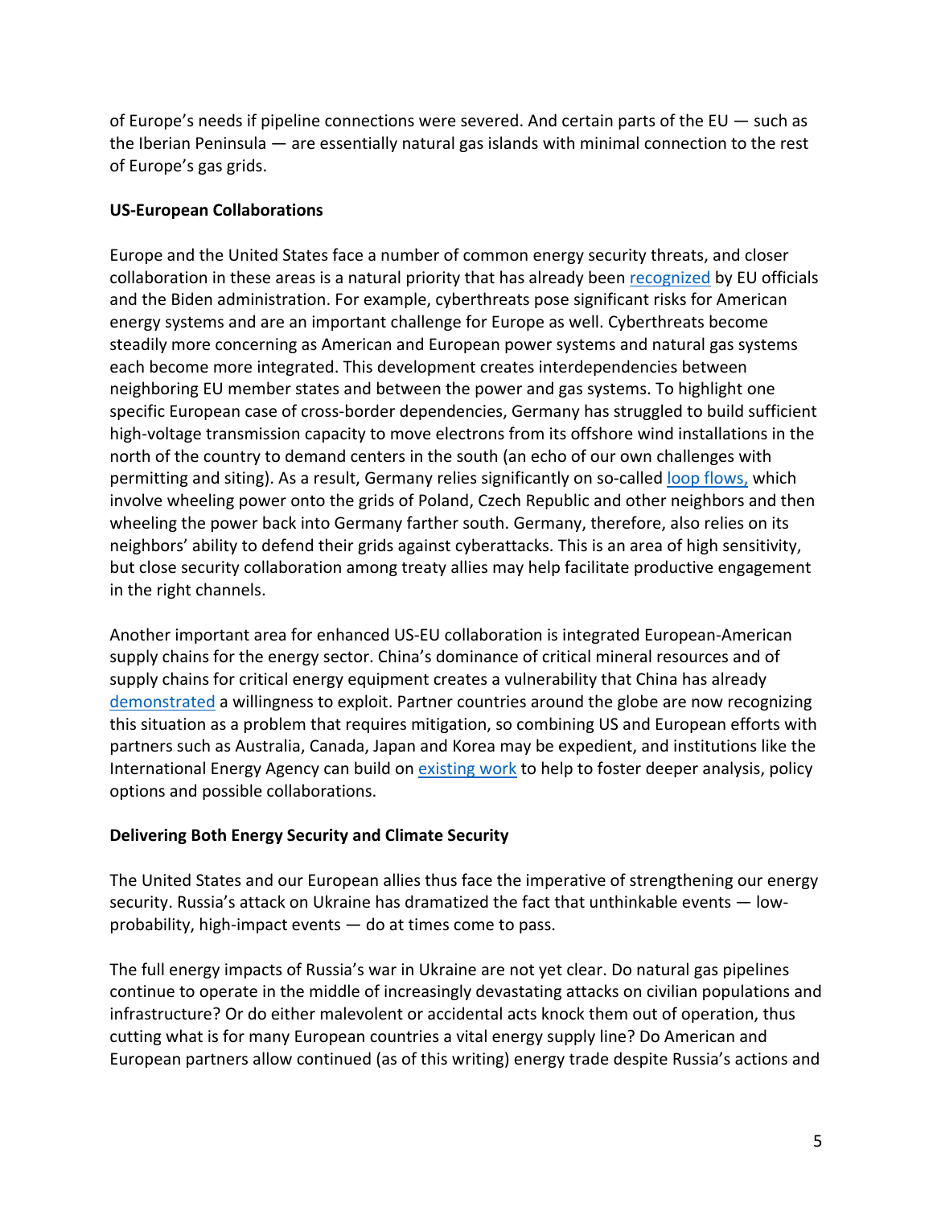of Europe's needs if pipeline connections were severed. And certain parts of the EU — such as the Iberian Peninsula — are essentially natural gas islands with minimal connection to the rest of Europe's gas grids.

**US-European Collaborations**

Europe and the United States face a number of common energy security threats, and closer collaboration in these areas is a natural priority that has already been recognized by EU officials and the Biden administration. For example, cyberthreats pose significant risks for American energy systems and are an important challenge for Europe as well. Cyberthreats become steadily more concerning as American and European power systems and natural gas systems each become more integrated. This development creates interdependencies between neighboring EU member states and between the power and gas systems. To highlight one specific European case of cross-border dependencies, Germany has struggled to build sufficient high-voltage transmission capacity to move electrons from its offshore wind installations in the north of the country to demand centers in the south (an echo of our own challenges with permitting and siting). As a result, Germany relies significantly on so-called loop flows, which involve wheeling power onto the grids of Poland, Czech Republic and other neighbors and then wheeling the power back into Germany farther south. Germany, therefore, also relies on its neighbors' ability to defend their grids against cyberattacks. This is an area of high sensitivity, but close security collaboration among treaty allies may help facilitate productive engagement in the right channels.

Another important area for enhanced US-EU collaboration is integrated European-American supply chains for the energy sector. China's dominance of critical mineral resources and of supply chains for critical energy equipment creates a vulnerability that China has already demonstrated a willingness to exploit. Partner countries around the globe are now recognizing this situation as a problem that requires mitigation, so combining US and European efforts with partners such as Australia, Canada, Japan and Korea may be expedient, and institutions like the International Energy Agency can build on existing work to help to foster deeper analysis, policy options and possible collaborations.

**Delivering Both Energy Security and Climate Security**

The United States and our European allies thus face the imperative of strengthening our energy security. Russia's attack on Ukraine has dramatized the fact that unthinkable events — low-probability, high-impact events — do at times come to pass.

The full energy impacts of Russia's war in Ukraine are not yet clear. Do natural gas pipelines continue to operate in the middle of increasingly devastating attacks on civilian populations and infrastructure? Or do either malevolent or accidental acts knock them out of operation, thus cutting what is for many European countries a vital energy supply line? Do American and European partners allow continued (as of this writing) energy trade despite Russia's actions and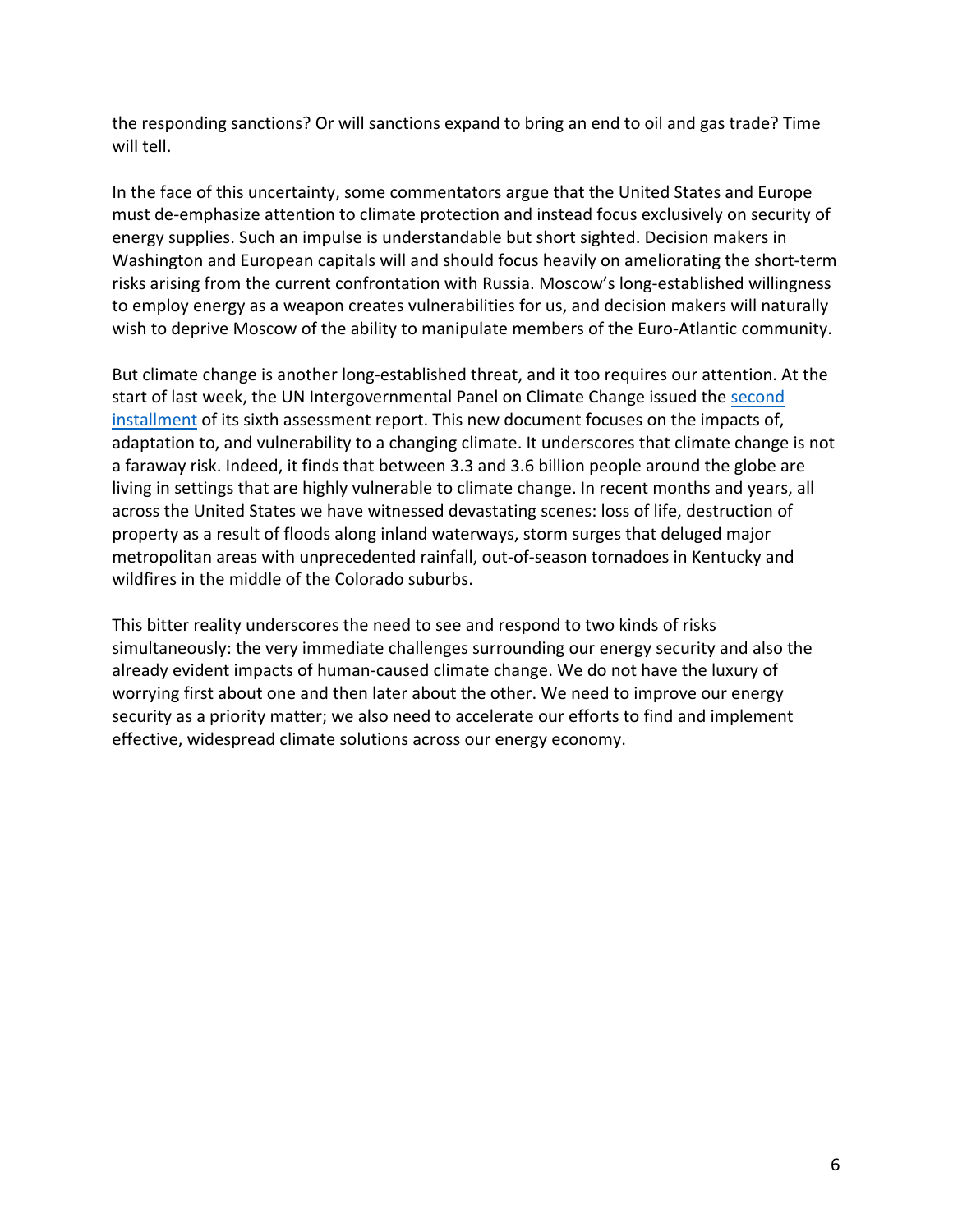the responding sanctions? Or will sanctions expand to bring an end to oil and gas trade? Time will tell.

In the face of this uncertainty, some commentators argue that the United States and Europe must de-emphasize attention to climate protection and instead focus exclusively on security of energy supplies. Such an impulse is understandable but short sighted. Decision makers in Washington and European capitals will and should focus heavily on ameliorating the short-term risks arising from the current confrontation with Russia. Moscow's long-established willingness to employ energy as a weapon creates vulnerabilities for us, and decision makers will naturally wish to deprive Moscow of the ability to manipulate members of the Euro-Atlantic community.

But climate change is another long-established threat, and it too requires our attention. At the start of last week, the UN Intergovernmental Panel on Climate Change issued the second installment of its sixth assessment report. This new document focuses on the impacts of, adaptation to, and vulnerability to a changing climate. It underscores that climate change is not a faraway risk. Indeed, it finds that between 3.3 and 3.6 billion people around the globe are living in settings that are highly vulnerable to climate change. In recent months and years, all across the United States we have witnessed devastating scenes: loss of life, destruction of property as a result of floods along inland waterways, storm surges that deluged major metropolitan areas with unprecedented rainfall, out-of-season tornadoes in Kentucky and wildfires in the middle of the Colorado suburbs.

This bitter reality underscores the need to see and respond to two kinds of risks simultaneously: the very immediate challenges surrounding our energy security and also the already evident impacts of human-caused climate change. We do not have the luxury of worrying first about one and then later about the other. We need to improve our energy security as a priority matter; we also need to accelerate our efforts to find and implement effective, widespread climate solutions across our energy economy.